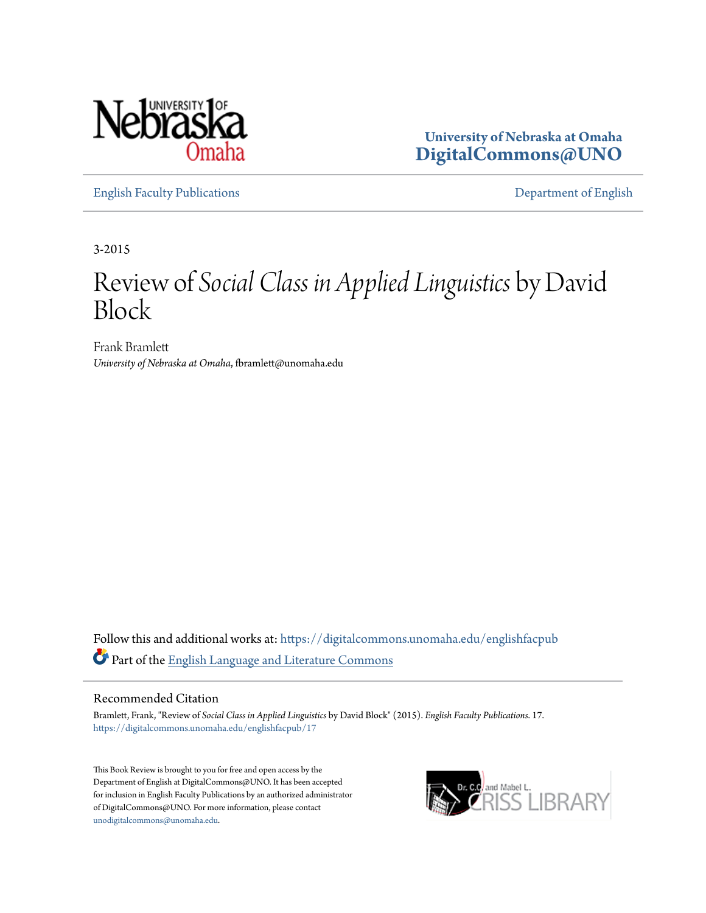University of Nebraska at Omaha
**DigitalCommons@UNO**

English Faculty Publications | Department of English

3-2015

# Review of *Social Class in Applied Linguistics* by David Block

Frank Bramlett
*University of Nebraska at Omaha*, fbramlett@unomaha.edu

Follow this and additional works at: https://digitalcommons.unomaha.edu/englishfacpub

Part of the English Language and Literature Commons

## Recommended Citation

Bramlett, Frank, "Review of *Social Class in Applied Linguistics* by David Block" (2015). *English Faculty Publications*. 17.
https://digitalcommons.unomaha.edu/englishfacpub/17

This Book Review is brought to you for free and open access by the Department of English at DigitalCommons@UNO. It has been accepted for inclusion in English Faculty Publications by an authorized administrator of DigitalCommons@UNO. For more information, please contact unodigitalcommons@unomaha.edu.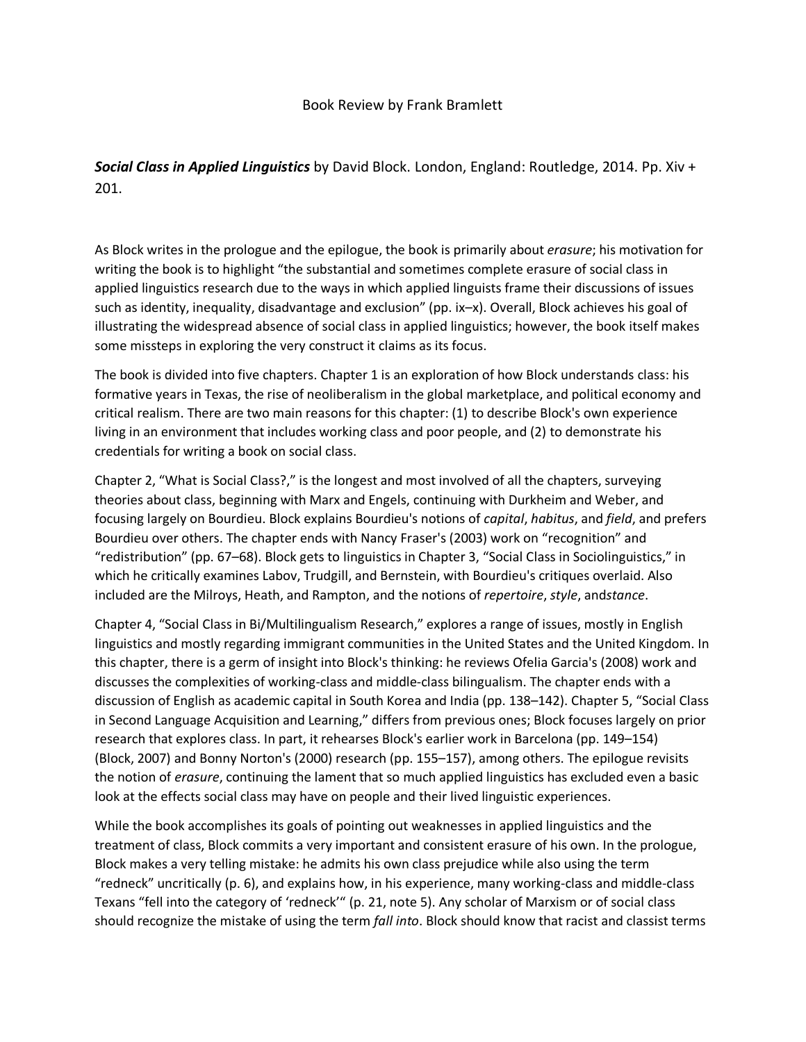Book Review by Frank Bramlett

***Social Class in Applied Linguistics*** by David Block. London, England: Routledge, 2014. Pp. Xiv + 201.

As Block writes in the prologue and the epilogue, the book is primarily about *erasure*; his motivation for writing the book is to highlight "the substantial and sometimes complete erasure of social class in applied linguistics research due to the ways in which applied linguists frame their discussions of issues such as identity, inequality, disadvantage and exclusion" (pp. ix–x). Overall, Block achieves his goal of illustrating the widespread absence of social class in applied linguistics; however, the book itself makes some missteps in exploring the very construct it claims as its focus.

The book is divided into five chapters. Chapter 1 is an exploration of how Block understands class: his formative years in Texas, the rise of neoliberalism in the global marketplace, and political economy and critical realism. There are two main reasons for this chapter: (1) to describe Block's own experience living in an environment that includes working class and poor people, and (2) to demonstrate his credentials for writing a book on social class.

Chapter 2, "What is Social Class?," is the longest and most involved of all the chapters, surveying theories about class, beginning with Marx and Engels, continuing with Durkheim and Weber, and focusing largely on Bourdieu. Block explains Bourdieu's notions of *capital*, *habitus*, and *field*, and prefers Bourdieu over others. The chapter ends with Nancy Fraser's (2003) work on "recognition" and "redistribution" (pp. 67–68). Block gets to linguistics in Chapter 3, "Social Class in Sociolinguistics," in which he critically examines Labov, Trudgill, and Bernstein, with Bourdieu's critiques overlaid. Also included are the Milroys, Heath, and Rampton, and the notions of *repertoire*, *style*, and*stance*.

Chapter 4, "Social Class in Bi/Multilingualism Research," explores a range of issues, mostly in English linguistics and mostly regarding immigrant communities in the United States and the United Kingdom. In this chapter, there is a germ of insight into Block's thinking: he reviews Ofelia Garcia's (2008) work and discusses the complexities of working-class and middle-class bilingualism. The chapter ends with a discussion of English as academic capital in South Korea and India (pp. 138–142). Chapter 5, "Social Class in Second Language Acquisition and Learning," differs from previous ones; Block focuses largely on prior research that explores class. In part, it rehearses Block's earlier work in Barcelona (pp. 149–154) (Block, 2007) and Bonny Norton's (2000) research (pp. 155–157), among others. The epilogue revisits the notion of *erasure*, continuing the lament that so much applied linguistics has excluded even a basic look at the effects social class may have on people and their lived linguistic experiences.

While the book accomplishes its goals of pointing out weaknesses in applied linguistics and the treatment of class, Block commits a very important and consistent erasure of his own. In the prologue, Block makes a very telling mistake: he admits his own class prejudice while also using the term "redneck" uncritically (p. 6), and explains how, in his experience, many working-class and middle-class Texans "fell into the category of 'redneck'" (p. 21, note 5). Any scholar of Marxism or of social class should recognize the mistake of using the term *fall into*. Block should know that racist and classist terms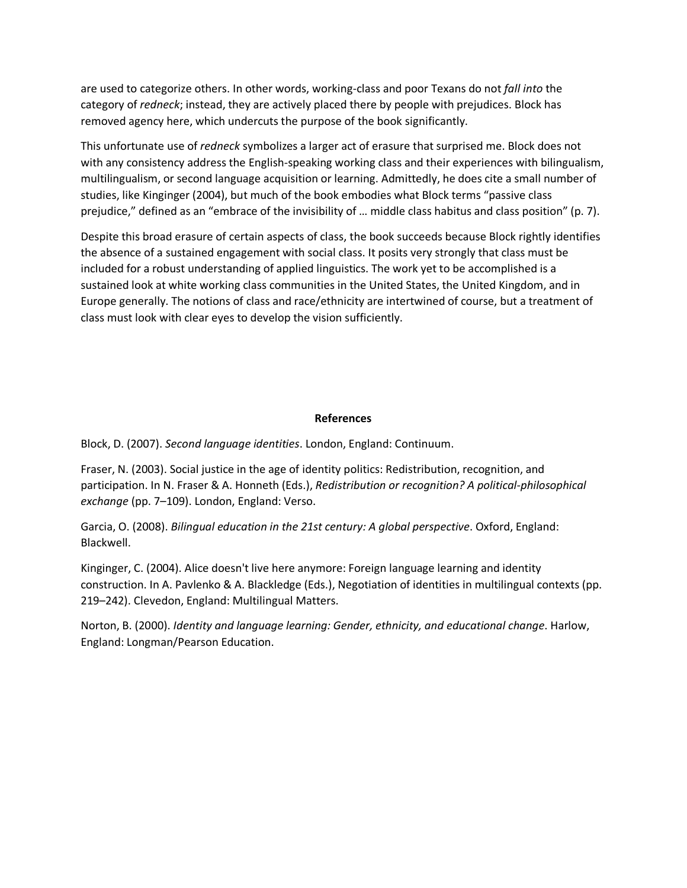are used to categorize others. In other words, working-class and poor Texans do not *fall into* the category of *redneck*; instead, they are actively placed there by people with prejudices. Block has removed agency here, which undercuts the purpose of the book significantly.

This unfortunate use of *redneck* symbolizes a larger act of erasure that surprised me. Block does not with any consistency address the English-speaking working class and their experiences with bilingualism, multilingualism, or second language acquisition or learning. Admittedly, he does cite a small number of studies, like Kinginger (2004), but much of the book embodies what Block terms "passive class prejudice," defined as an "embrace of the invisibility of … middle class habitus and class position" (p. 7).

Despite this broad erasure of certain aspects of class, the book succeeds because Block rightly identifies the absence of a sustained engagement with social class. It posits very strongly that class must be included for a robust understanding of applied linguistics. The work yet to be accomplished is a sustained look at white working class communities in the United States, the United Kingdom, and in Europe generally. The notions of class and race/ethnicity are intertwined of course, but a treatment of class must look with clear eyes to develop the vision sufficiently.

**References**

Block, D. (2007). *Second language identities*. London, England: Continuum.

Fraser, N. (2003). Social justice in the age of identity politics: Redistribution, recognition, and participation. In N. Fraser & A. Honneth (Eds.), *Redistribution or recognition? A political-philosophical exchange* (pp. 7–109). London, England: Verso.

Garcia, O. (2008). *Bilingual education in the 21st century: A global perspective*. Oxford, England: Blackwell.

Kinginger, C. (2004). Alice doesn't live here anymore: Foreign language learning and identity construction. In A. Pavlenko & A. Blackledge (Eds.), Negotiation of identities in multilingual contexts (pp. 219–242). Clevedon, England: Multilingual Matters.

Norton, B. (2000). *Identity and language learning: Gender, ethnicity, and educational change*. Harlow, England: Longman/Pearson Education.